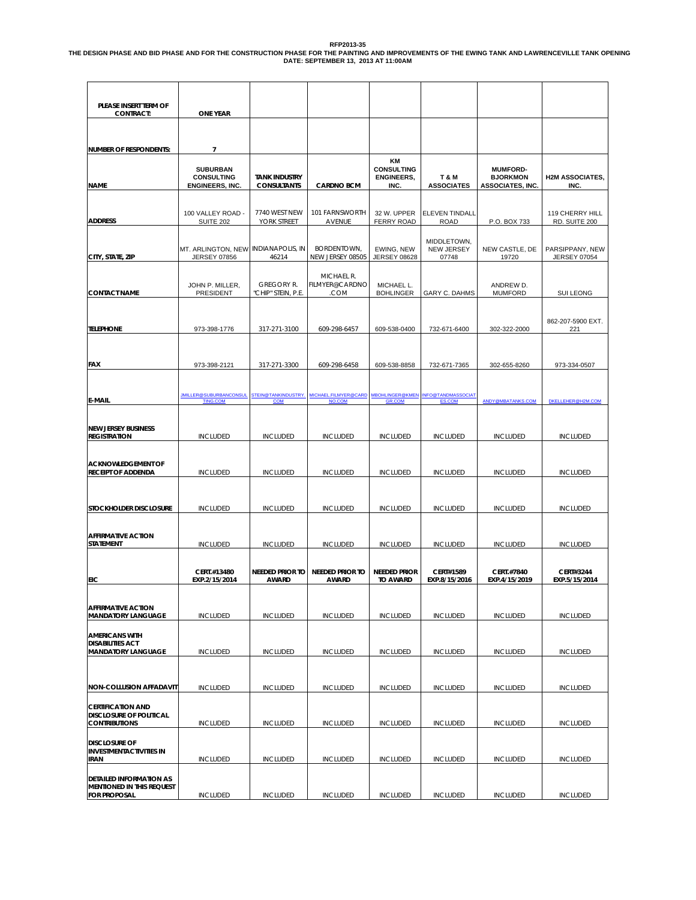**RFP2013-35**

**THE DESIGN PHASE AND BID PHASE AND FOR THE CONSTRUCTION PHASE FOR THE PAINTING AND IMPROVEMENTS OF THE EWING TANK AND LAWRENCEVILLE TANK OPENING**

**DATE: SEPTEMBER 13, 2013 AT 11:00AM**

| **PLEASE INSERT TERM OF CONTRACT:** | **ONE YEAR** | | | | | | |
|---|---|---|---|---|---|---|---|
| **NUMBER OF RESPONDENTS:** | **7** | | | | | | |
| **NAME** | **SUBURBAN CONSULTING ENGINEERS, INC.** | **TANK INDUSTRY CONSULTANTS** | **CARDNO BCM** | **KM CONSULTING ENGINEERS, INC.** | **T & M ASSOCIATES** | **MUMFORD-BJORKMON ASSOCIATES, INC.** | **H2M ASSOCIATES, INC.** |
| **ADDRESS** | 100 VALLEY ROAD - SUITE 202 | 7740 WEST NEW YORK STREET | 101 FARNSWORTH AVENUE | 32 W. UPPER FERRY ROAD | ELEVEN TINDALL ROAD | P.O. BOX 733 | 119 CHERRY HILL RD. SUITE 200 |
| **CITY, STATE, ZIP** | MT. ARLINGTON, NEW JERSEY 07856 | INDIANAPOLIS, IN 46214 | BORDENTOWN, NEW JERSEY 08505 | EWING, NEW JERSEY 08628 | MIDDLETOWN, NEW JERSEY 07748 | NEW CASTLE, DE 19720 | PARSIPPANY, NEW JERSEY 07054 |
| **CONTACT NAME** | JOHN P. MILLER, PRESIDENT | GREGORY R. "CHIP" STEIN, P.E. | MICHAEL R. FILMYER@CARDNO.COM | MICHAEL L. BOHLINGER | GARY C. DAHMS | ANDREW D. MUMFORD | SUI LEONG |
| **TELEPHONE** | 973-398-1776 | 317-271-3100 | 609-298-6457 | 609-538-0400 | 732-671-6400 | 302-322-2000 | 862-207-5900 EXT. 221 |
| **FAX** | 973-398-2121 | 317-271-3300 | 609-298-6458 | 609-538-8858 | 732-671-7365 | 302-655-8260 | 973-334-0507 |
| **E-MAIL** | JMILLER@SUBURBANCONSULTING.COM | STEIN@TANKINDUSTRY.COM | MICHAEL.FILMYER@CARDNO.COM | MBOHLINGER@KMENGR.COM | INFO@TANDMASSOCIATES.COM | ANDY@MBATANKS.COM | DKELLEHER@H2M.COM |
| **NEW JERSEY BUSINESS REGISTRATION** | INCLUDED | INCLUDED | INCLUDED | INCLUDED | INCLUDED | INCLUDED | INCLUDED |
| **ACKNOWLEDGEMENT OF RECEIPT OF ADDENDA** | INCLUDED | INCLUDED | INCLUDED | INCLUDED | INCLUDED | INCLUDED | INCLUDED |
| **STOCKHOLDER DISCLOSURE** | INCLUDED | INCLUDED | INCLUDED | INCLUDED | INCLUDED | INCLUDED | INCLUDED |
| **AFFIRMATIVE ACTION STATEMENT** | INCLUDED | INCLUDED | INCLUDED | INCLUDED | INCLUDED | INCLUDED | INCLUDED |
| **EIC** | **CERT.#13480 EXP.2/15/2014** | **NEEDED PRIOR TO AWARD** | **NEEDED PRIOR TO AWARD** | **NEEDED PRIOR TO AWARD** | **CERT#1589 EXP.8/15/2016** | **CERT.#7840 EXP.4/15/2019** | **CERT#3244 EXP.5/15/2014** |
| **AFFIRMATIVE ACTION MANDATORY LANGUAGE** | INCLUDED | INCLUDED | INCLUDED | INCLUDED | INCLUDED | INCLUDED | INCLUDED |
| **AMERICANS WITH DISABILITIES ACT MANDATORY LANGUAGE** | INCLUDED | INCLUDED | INCLUDED | INCLUDED | INCLUDED | INCLUDED | INCLUDED |
| **NON-COLLUSION AFFADAVIT** | INCLUDED | INCLUDED | INCLUDED | INCLUDED | INCLUDED | INCLUDED | INCLUDED |
| **CERTIFICATION AND DISCLOSURE OF POLITICAL CONTRIBUTIONS** | INCLUDED | INCLUDED | INCLUDED | INCLUDED | INCLUDED | INCLUDED | INCLUDED |
| **DISCLOSURE OF INVESTMENT ACTIVITIES IN IRAN** | INCLUDED | INCLUDED | INCLUDED | INCLUDED | INCLUDED | INCLUDED | INCLUDED |
| **DETAILED INFORMATION AS MENTIONED IN THIS REQUEST FOR PROPOSAL** | INCLUDED | INCLUDED | INCLUDED | INCLUDED | INCLUDED | INCLUDED | INCLUDED |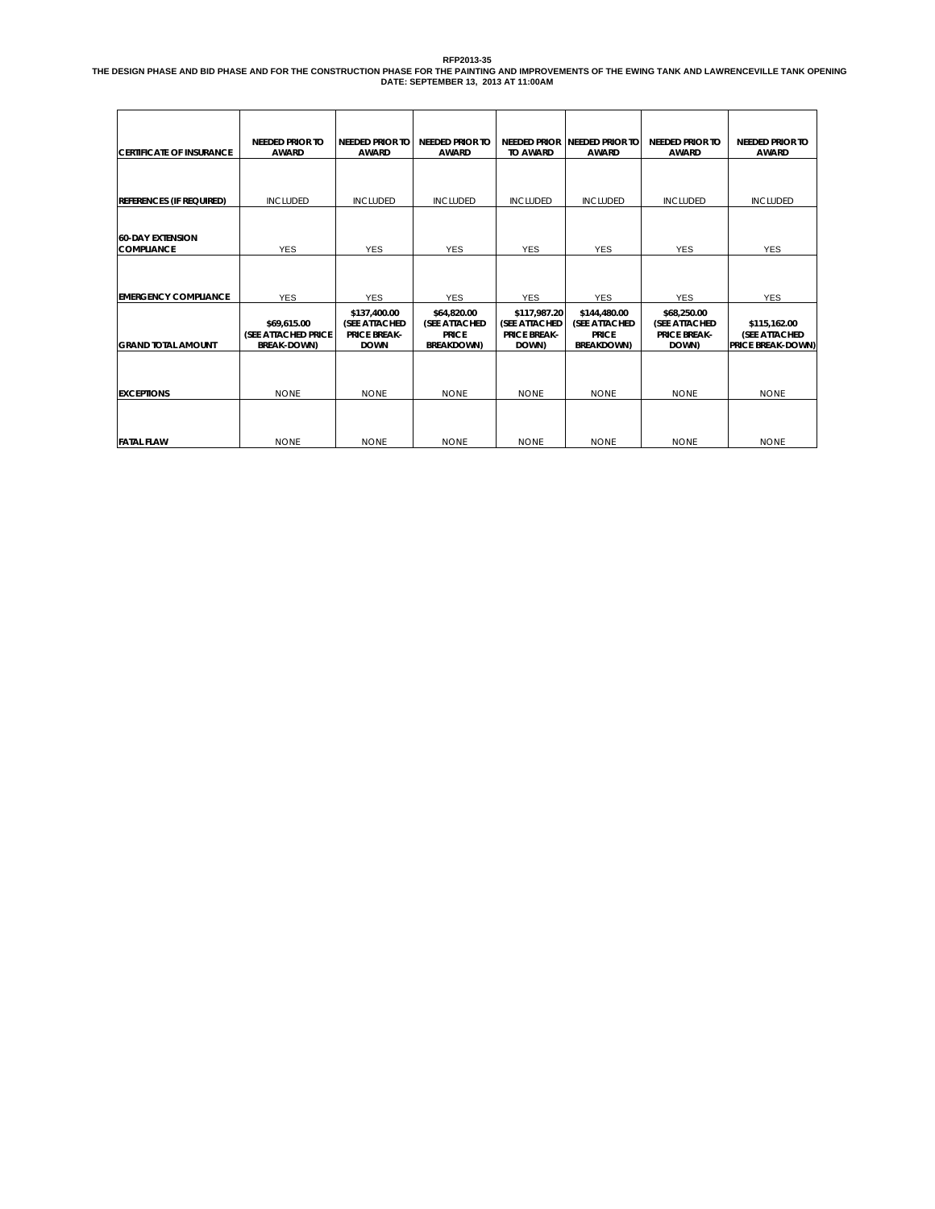**RFP2013-35**
**THE DESIGN PHASE AND BID PHASE AND FOR THE CONSTRUCTION PHASE FOR THE PAINTING AND IMPROVEMENTS OF THE EWING TANK AND LAWRENCEVILLE TANK OPENING**
**DATE: SEPTEMBER 13, 2013 AT 11:00AM**

| | | | | | | | |
|---|---|---|---|---|---|---|---|
| **CERTIFICATE OF INSURANCE** | **NEEDED PRIOR TO AWARD** | **NEEDED PRIOR TO AWARD** | **NEEDED PRIOR TO AWARD** | **NEEDED PRIOR TO AWARD** | **NEEDED PRIOR TO AWARD** | **NEEDED PRIOR TO AWARD** | **NEEDED PRIOR TO AWARD** |
| **REFERENCES (IF REQUIRED)** | INCLUDED | INCLUDED | INCLUDED | INCLUDED | INCLUDED | INCLUDED | INCLUDED |
| **60-DAY EXTENSION COMPLIANCE** | YES | YES | YES | YES | YES | YES | YES |
| **EMERGENCY COMPLIANCE** | YES | YES | YES | YES | YES | YES | YES |
| **GRAND TOTAL AMOUNT** | **$69,615.00 (SEE ATTACHED PRICE BREAK-DOWN)** | **$137,400.00 (SEE ATTACHED PRICE BREAK-DOWN** | **$64,820.00 (SEE ATTACHED PRICE BREAKDOWN)** | **$117,987.20 (SEE ATTACHED PRICE BREAK-DOWN)** | **$144,480.00 (SEE ATTACHED PRICE BREAKDOWN)** | **$68,250.00 (SEE ATTACHED PRICE BREAK-DOWN)** | **$115,162.00 (SEE ATTACHED PRICE BREAK-DOWN)** |
| **EXCEPTIONS** | NONE | NONE | NONE | NONE | NONE | NONE | NONE |
| **FATAL FLAW** | NONE | NONE | NONE | NONE | NONE | NONE | NONE |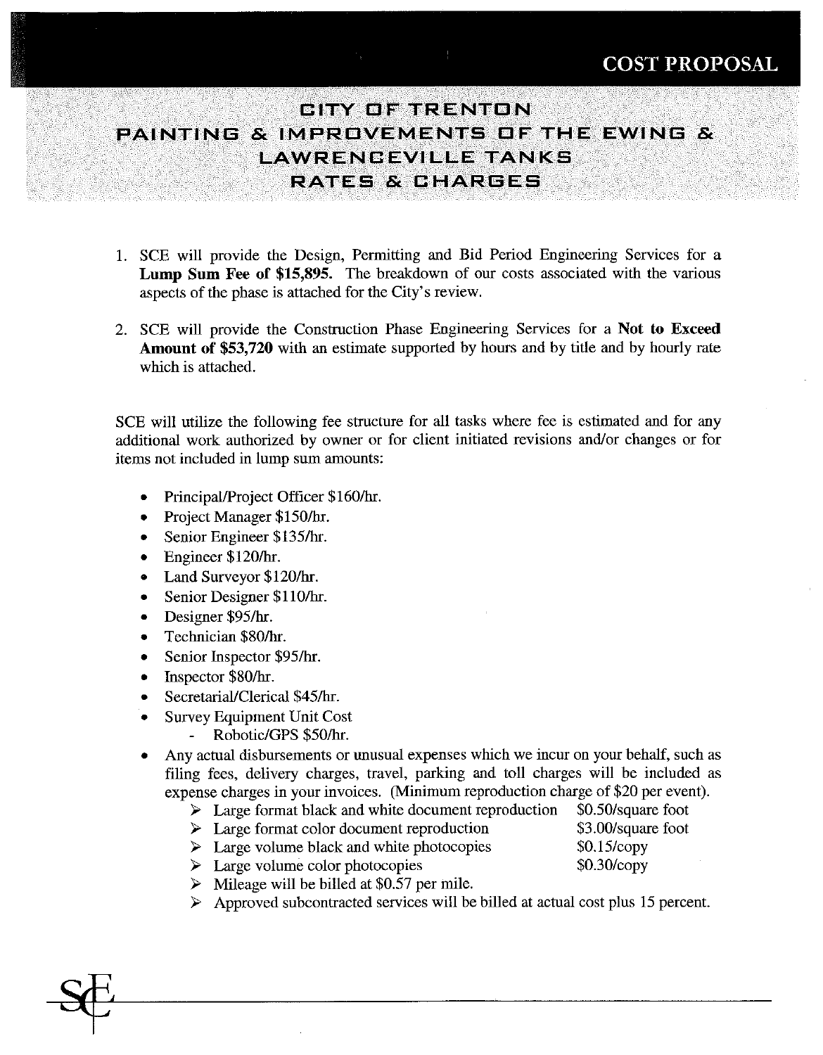# COST PROPOSAL

## CITY OF TRENTON
## PAINTING & IMPROVEMENTS OF THE EWING & LAWRENCEVILLE TANKS
## RATES & CHARGES

1. SCE will provide the Design, Permitting and Bid Period Engineering Services for a **Lump Sum Fee of $15,895.** The breakdown of our costs associated with the various aspects of the phase is attached for the City's review.

2. SCE will provide the Construction Phase Engineering Services for a **Not to Exceed Amount of $53,720** with an estimate supported by hours and by title and by hourly rate which is attached.

SCE will utilize the following fee structure for all tasks where fee is estimated and for any additional work authorized by owner or for client initiated revisions and/or changes or for items not included in lump sum amounts:

- Principal/Project Officer $160/hr.
- Project Manager $150/hr.
- Senior Engineer $135/hr.
- Engineer $120/hr.
- Land Surveyor $120/hr.
- Senior Designer $110/hr.
- Designer $95/hr.
- Technician $80/hr.
- Senior Inspector $95/hr.
- Inspector $80/hr.
- Secretarial/Clerical $45/hr.
- Survey Equipment Unit Cost
  - Robotic/GPS $50/hr.
- Any actual disbursements or unusual expenses which we incur on your behalf, such as filing fees, delivery charges, travel, parking and toll charges will be included as expense charges in your invoices. (Minimum reproduction charge of $20 per event).
  - Large format black and white document reproduction $0.50/square foot
  - Large format color document reproduction $3.00/square foot
  - Large volume black and white photocopies $0.15/copy
  - Large volume color photocopies $0.30/copy
  - Mileage will be billed at $0.57 per mile.
  - Approved subcontracted services will be billed at actual cost plus 15 percent.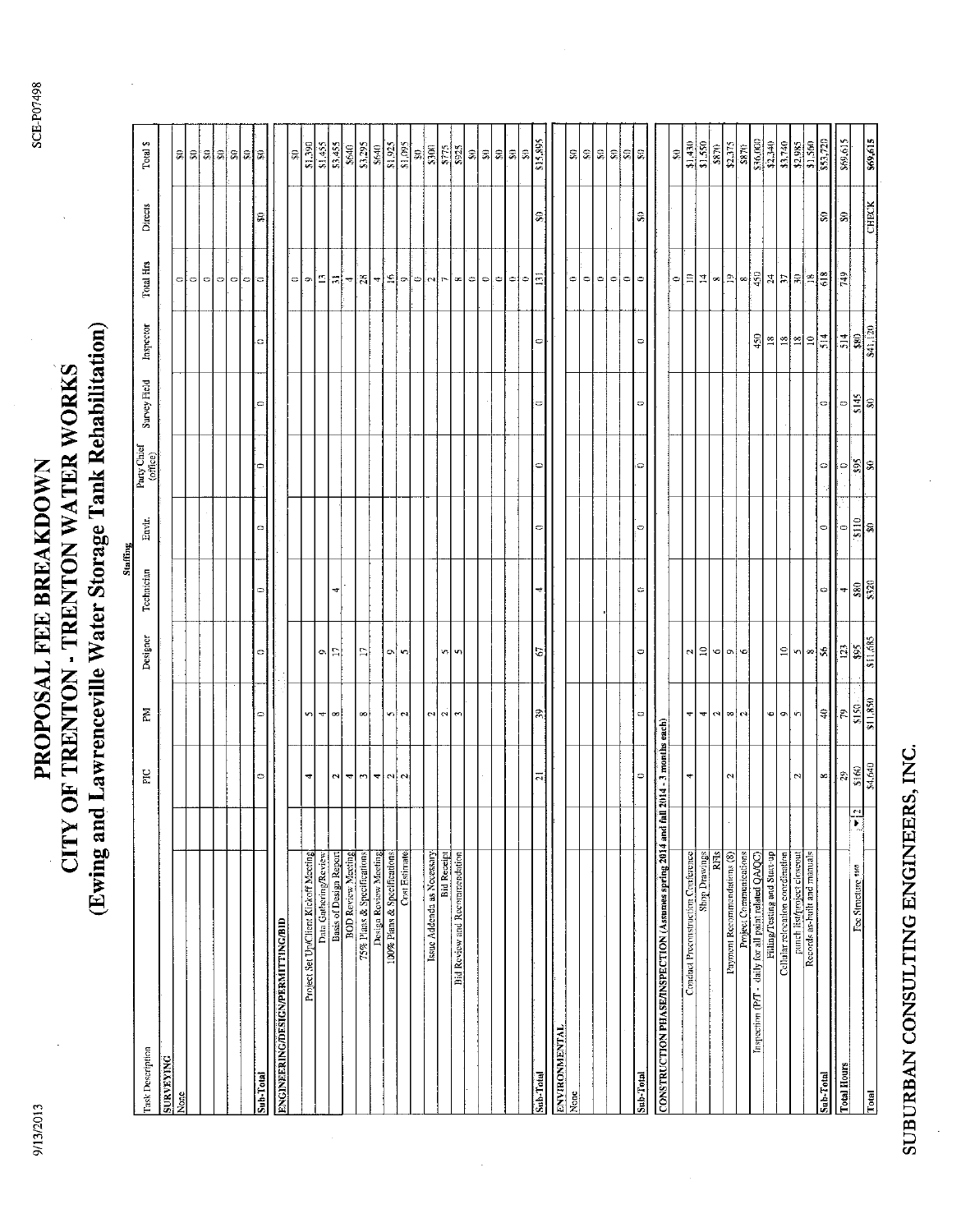# PROPOSAL FEE BREAKDOWN

# CITY OF TRENTON - TRENTON WATER WORKS

## (Ewing and Lawrenceville Water Storage Tank Rehabilitation)

| Task Description | Staffing | | | | | | | | | | |
|---|---|---|---|---|---|---|---|---|---|---|---|
| | PIC | PM | Designer | Technician | Envir. | Party Chief (office) | Survey Field | Inspector | Total Hrs | Directs | Total $ |
| **SURVEYING** | | | | | | | | | | | |
| None | | | | | | | | | 0 | | $0 |
| | | | | | | | | | 0 | | $0 |
| | | | | | | | | | 0 | | $0 |
| | | | | | | | | | 0 | | $0 |
| | | | | | | | | | 0 | | $0 |
| | | | | | | | | | 0 | | $0 |
| **Sub-Total** | 0 | 0 | 0 | 0 | 0 | 0 | 0 | 0 | 0 | $0 | $0 |
| **ENGINEERING/DESIGN/PERMITTING/BID** | | | | | | | | | | | |
| | | | | | | | | | 0 | | $0 |
| Project Set Up/Client Kickoff Meeting | 4 | 5 | | | | | | | 9 | | $1,390 |
| Data Gathering/Review | | 4 | 9 | | | | | | 13 | | $1,455 |
| Basis of Design Report | 2 | 8 | 17 | 4 | | | | | 31 | | $3,455 |
| BOD Review Meeting | 4 | | | | | | | | 4 | | $640 |
| 75% Plans & Specifications | 3 | 8 | 17 | | | | | | 28 | | $3,295 |
| Design Review Meeting | 4 | | | | | | | | 4 | | $640 |
| 100% Plans & Specifications | 2 | 5 | 9 | | | | | | 16 | | $1,925 |
| Cost Estimate | 2 | 2 | 5 | | | | | | 9 | | $1,095 |
| | | | | | | | | | 0 | | $0 |
| Issue Addenda as Necessary | | 2 | | | | | | | 2 | | $300 |
| Bid Receipt | | 2 | 5 | | | | | | 7 | | $775 |
| Bid Review and Recommendation | | 3 | 5 | | | | | | 8 | | $925 |
| | | | | | | | | | 0 | | $0 |
| | | | | | | | | | 0 | | $0 |
| | | | | | | | | | 0 | | $0 |
| | | | | | | | | | 0 | | $0 |
| **Sub-Total** | 21 | 39 | 67 | 4 | 0 | 0 | 0 | 0 | 131 | $0 | $15,895 |
| **ENVIRONMENTAL** | | | | | | | | | | | |
| None | | | | | | | | | 0 | | $0 |
| | | | | | | | | | 0 | | $0 |
| | | | | | | | | | 0 | | $0 |
| | | | | | | | | | 0 | | $0 |
| | | | | | | | | | 0 | | $0 |
| **Sub-Total** | 0 | 0 | 0 | 0 | 0 | 0 | 0 | 0 | 0 | $0 | $0 |
| **CONSTRUCTION PHASE/INSPECTION (Assumes spring 2014 and fall 2014 - 3 months each)** | | | | | | | | | | | |
| | | | | | | | | | 0 | | $0 |
| Conduct Preconstruction Conference | 4 | 4 | 2 | | | | | | 10 | | $1,430 |
| Shop Drawings | | 4 | 10 | | | | | | 14 | | $1,550 |
| RFIs | | 2 | 6 | | | | | | 8 | | $870 |
| Payment Recommendations (8) | 2 | 8 | 9 | | | | | | 19 | | $2,375 |
| Project Communications | | 2 | 6 | | | | | | 8 | | $870 |
| Inspection (P/T - daily for all paint related QA/QC) | | | | | | | | 450 | 450 | | $36,000 |
| Filling/Testing and Start up | | 6 | | | | | | 18 | 24 | | $2,340 |
| Cellular relocation coordination | | 9 | 10 | | | | | 18 | 37 | | $3,740 |
| punch list/project closeout | 2 | 5 | 5 | | | | | 18 | 30 | | $2,985 |
| Records as-built and manuals | | | 8 | | | | | 10 | 18 | | $1,560 |
| **Sub-Total** | 8 | 40 | 56 | 0 | 0 | 0 | 0 | 514 | 618 | $0 | $53,720 |
| **Total Hours** | 29 | 79 | 123 | 4 | 0 | 0 | 0 | 514 | 749 | $0 | $69,615 |
| Fee Structure use 2 | $160 | $150 | $95 | $80 | $110 | $95 | $145 | $80 | | | |
| **Total** | $4,640 | $11,850 | $11,685 | $320 | $0 | $0 | $0 | $41,120 | | CHECK | $69,615 |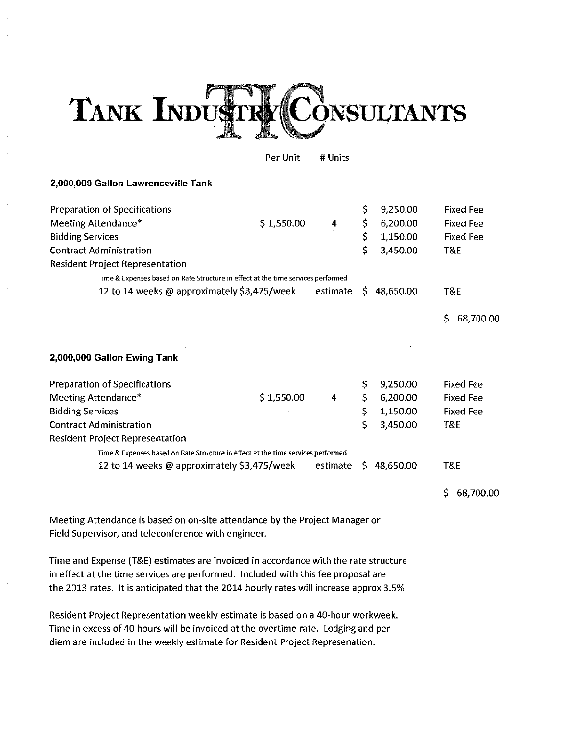# TANK INDUSTRY CONSULTANTS

| | Per Unit | # Units | | | |
|---|---|---|---|---|---|
| **2,000,000 Gallon Lawrenceville Tank** | | | | | |
| Preparation of Specifications | | | $ 9,250.00 | Fixed Fee | |
| Meeting Attendance* | $ 1,550.00 | 4 | $ 6,200.00 | Fixed Fee | |
| Bidding Services | | | $ 1,150.00 | Fixed Fee | |
| Contract Administration | | | $ 3,450.00 | T&E | |
| Resident Project Representation | | | | | |
| Time & Expenses based on Rate Structure in effect at the time services performed | | | | | |
| 12 to 14 weeks @ approximately $3,475/week | | estimate | $ 48,650.00 | T&E | |
| | | | | | $ 68,700.00 |
| **2,000,000 Gallon Ewing Tank** | | | | | |
| Preparation of Specifications | | | $ 9,250.00 | Fixed Fee | |
| Meeting Attendance* | $ 1,550.00 | 4 | $ 6,200.00 | Fixed Fee | |
| Bidding Services | | | $ 1,150.00 | Fixed Fee | |
| Contract Administration | | | $ 3,450.00 | T&E | |
| Resident Project Representation | | | | | |
| Time & Expenses based on Rate Structure in effect at the time services performed | | | | | |
| 12 to 14 weeks @ approximately $3,475/week | | estimate | $ 48,650.00 | T&E | |
| | | | | | $ 68,700.00 |

Meeting Attendance is based on on-site attendance by the Project Manager or Field Supervisor, and teleconference with engineer.

Time and Expense (T&E) estimates are invoiced in accordance with the rate structure in effect at the time services are performed. Included with this fee proposal are the 2013 rates. It is anticipated that the 2014 hourly rates will increase approx 3.5%

Resident Project Representation weekly estimate is based on a 40-hour workweek. Time in excess of 40 hours will be invoiced at the overtime rate. Lodging and per diem are included in the weekly estimate for Resident Project Represenation.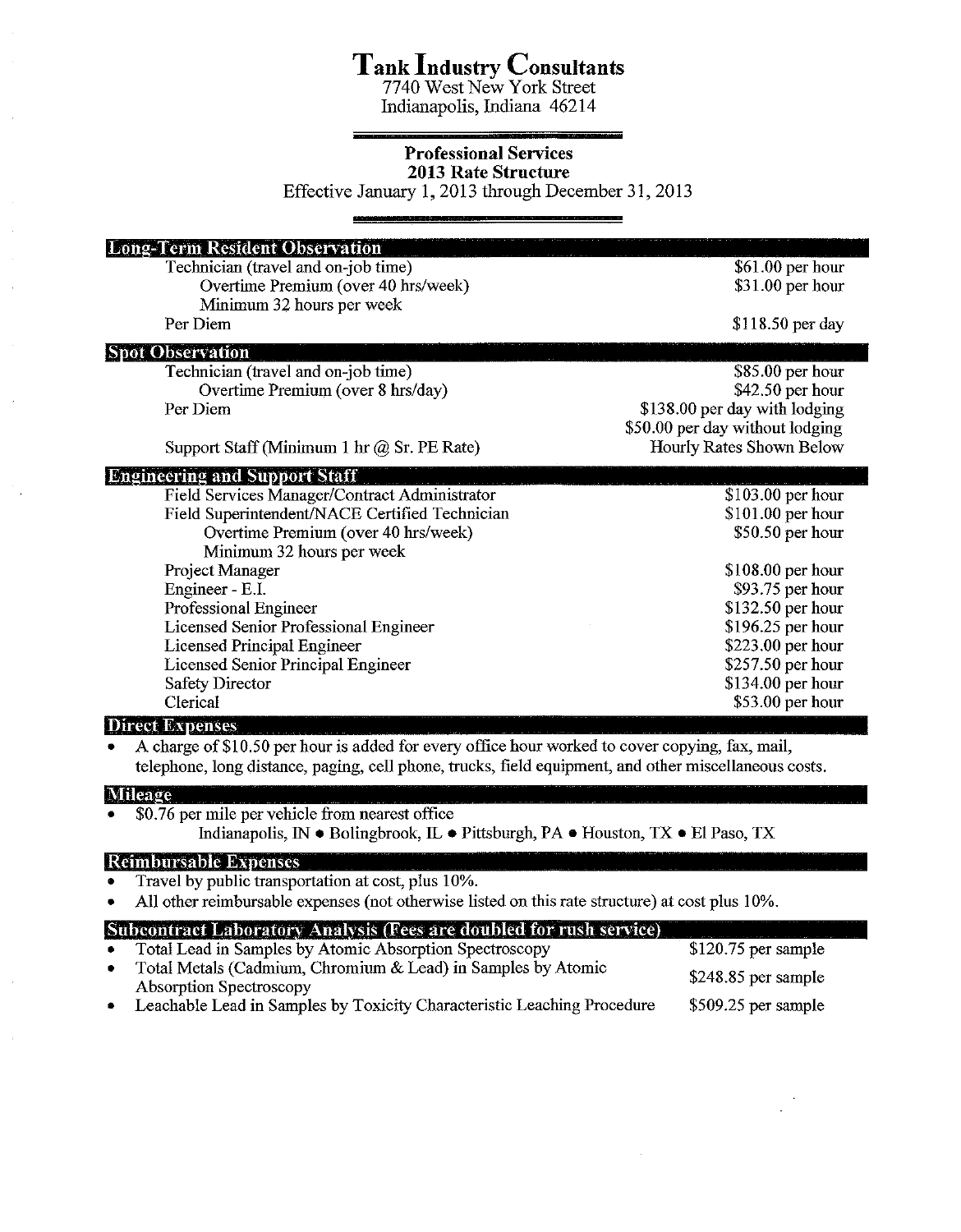# Tank Industry Consultants

7740 West New York Street
Indianapolis, Indiana 46214

## Professional Services
## 2013 Rate Structure

Effective January 1, 2013 through December 31, 2013

### Long-Term Resident Observation

| | |
|---|---|
| Technician (travel and on-job time) | $61.00 per hour |
| Overtime Premium (over 40 hrs/week) | $31.00 per hour |
| Minimum 32 hours per week | |
| Per Diem | $118.50 per day |

### Spot Observation

| | |
|---|---|
| Technician (travel and on-job time) | $85.00 per hour |
| Overtime Premium (over 8 hrs/day) | $42.50 per hour |
| Per Diem | $138.00 per day with lodging |
| | $50.00 per day without lodging |
| Support Staff (Minimum 1 hr @ Sr. PE Rate) | Hourly Rates Shown Below |

### Engineering and Support Staff

| | |
|---|---|
| Field Services Manager/Contract Administrator | $103.00 per hour |
| Field Superintendent/NACE Certified Technician | $101.00 per hour |
| Overtime Premium (over 40 hrs/week) | $50.50 per hour |
| Minimum 32 hours per week | |
| Project Manager | $108.00 per hour |
| Engineer - E.I. | $93.75 per hour |
| Professional Engineer | $132.50 per hour |
| Licensed Senior Professional Engineer | $196.25 per hour |
| Licensed Principal Engineer | $223.00 per hour |
| Licensed Senior Principal Engineer | $257.50 per hour |
| Safety Director | $134.00 per hour |
| Clerical | $53.00 per hour |

### Direct Expenses

- A charge of $10.50 per hour is added for every office hour worked to cover copying, fax, mail, telephone, long distance, paging, cell phone, trucks, field equipment, and other miscellaneous costs.

### Mileage

- $0.76 per mile per vehicle from nearest office
  Indianapolis, IN • Bolingbrook, IL • Pittsburgh, PA • Houston, TX • El Paso, TX

### Reimbursable Expenses

- Travel by public transportation at cost, plus 10%.
- All other reimbursable expenses (not otherwise listed on this rate structure) at cost plus 10%.

### Subcontract Laboratory Analysis (Fees are doubled for rush service)

| | |
|---|---|
| • Total Lead in Samples by Atomic Absorption Spectroscopy | $120.75 per sample |
| • Total Metals (Cadmium, Chromium & Lead) in Samples by Atomic Absorption Spectroscopy | $248.85 per sample |
| • Leachable Lead in Samples by Toxicity Characteristic Leaching Procedure | $509.25 per sample |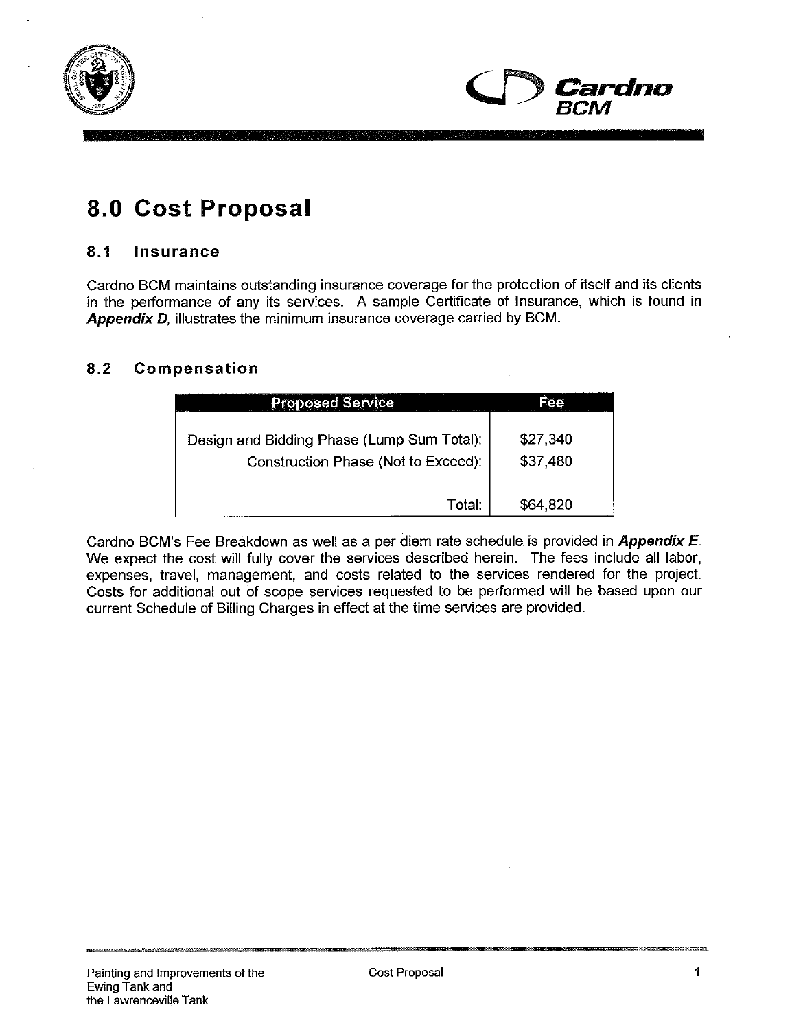# 8.0 Cost Proposal

## 8.1 Insurance

Cardno BCM maintains outstanding insurance coverage for the protection of itself and its clients in the performance of any its services. A sample Certificate of Insurance, which is found in ***Appendix D***, illustrates the minimum insurance coverage carried by BCM.

## 8.2 Compensation

| Proposed Service | Fee |
| --- | --- |
| Design and Bidding Phase (Lump Sum Total): | $27,340 |
| Construction Phase (Not to Exceed): | $37,480 |
| Total: | $64,820 |

Cardno BCM's Fee Breakdown as well as a per diem rate schedule is provided in ***Appendix E***. We expect the cost will fully cover the services described herein. The fees include all labor, expenses, travel, management, and costs related to the services rendered for the project. Costs for additional out of scope services requested to be performed will be based upon our current Schedule of Billing Charges in effect at the time services are provided.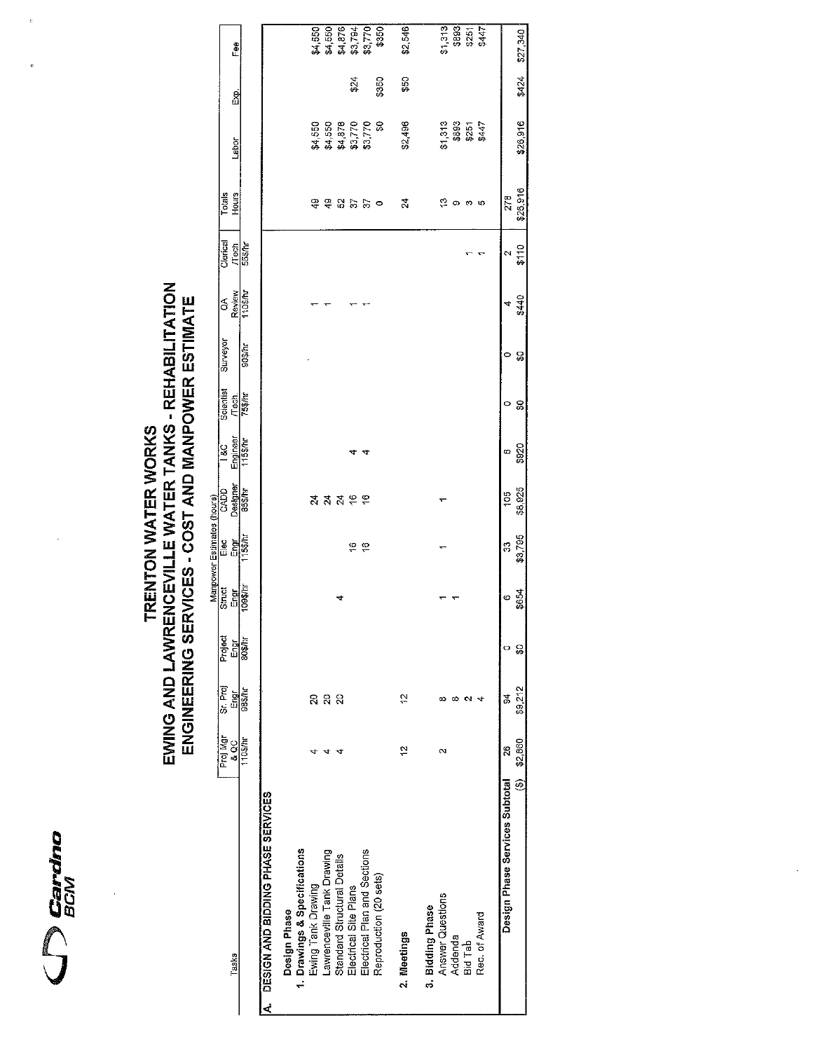# TRENTON WATER WORKS
# EWING AND LAWRENCEVILLE WATER TANKS - REHABILITATION
# ENGINEERING SERVICES - COST AND MANPOWER ESTIMATE

| Tasks | Proj Mgr & QC 110$/hr | Sr. Proj Engr 98$/hr | Project Engr 80$/hr | Struct Engr 109$/hr | Elec Engr 115$/hr | CADD Designer 85$/hr | I&C Engineer 115$/hr | Scientist /Tech 75$/hr | Surveyor 80$/hr | QA Review 110$/hr | Clerical /Tech 55$/hr | Totals Hours | Labor | Exp. | Fee |
|---|---|---|---|---|---|---|---|---|---|---|---|---|---|---|---|
| | Manpower Estimates (hours) | | | | | | | | | | | | | | |
| **A. DESIGN AND BIDDING PHASE SERVICES** | | | | | | | | | | | | | | | |
| **Design Phase** | | | | | | | | | | | | | | | |
| **1. Drawings & Specifications** | | | | | | | | | | | | | | | |
| Ewing Tank Drawing | 4 | 20 | | | | 24 | | | | 1 | | 49 | $4,550 | | $4,550 |
| Lawrenceville Tank Drawing | 4 | 20 | | | | 24 | | | | 1 | | 49 | $4,550 | | $4,550 |
| Standard Structural Details | 4 | 20 | | 4 | | 24 | | | | | | 52 | $4,876 | | $4,876 |
| Electrical Site Plans | | | | | 16 | 16 | 4 | | | 1 | | 37 | $3,770 | $24 | $3,794 |
| Electrical Plan and Sections | | | | | 16 | 16 | 4 | | | 1 | | 37 | $3,770 | | $3,770 |
| Reproduction (20 sets) | | | | | | | | | | | | 0 | $0 | $350 | $350 |
| **2. Meetings** | 12 | 12 | | | | | | | | | | 24 | $2,496 | $50 | $2,546 |
| **3. Bidding Phase** | | | | | | | | | | | | | | | |
| Answer Questions | 2 | 8 | | 1 | 1 | 1 | | | | | | 13 | $1,313 | | $1,313 |
| Addenda | | 8 | | 1 | | | | | | | | 9 | $893 | | $893 |
| Bid Tab | | 2 | | | | | | | | | 1 | 3 | $251 | | $251 |
| Rec. of Award | | 4 | | | | | | | | | 1 | 5 | $447 | | $447 |
| **Design Phase Services Subtotal** | 26 | 94 | 0 | 6 | 33 | 105 | 8 | 0 | 0 | 4 | 2 | 278 | $26,916 | $424 | $27,340 |
| ($) | $2,860 | $9,212 | $0 | $654 | $3,795 | $8,925 | $920 | $0 | $0 | $440 | $110 | $26,916 | | | |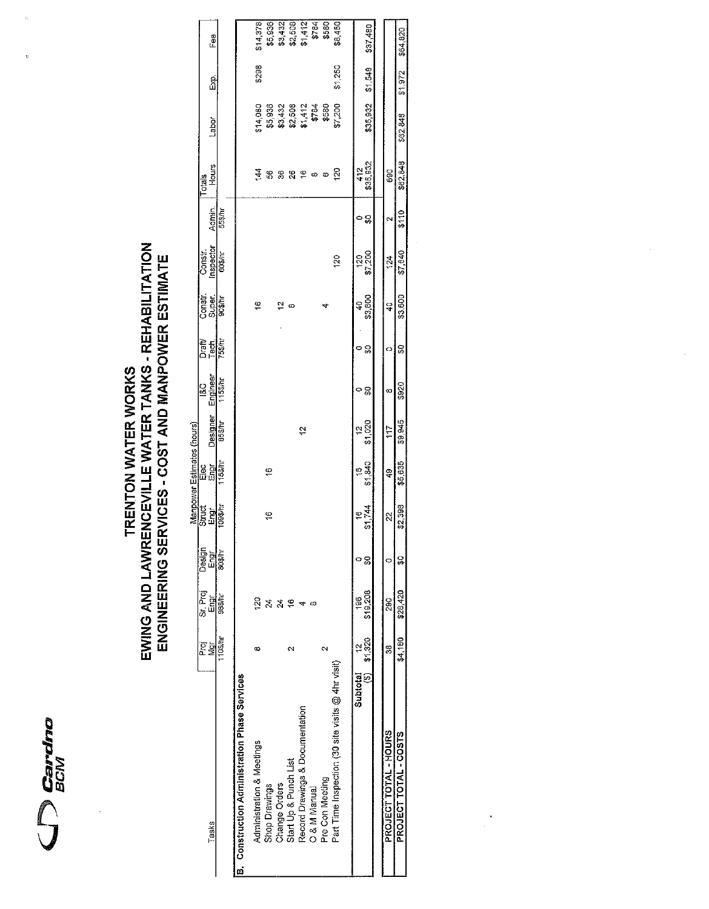# TRENTON WATER WORKS
## EWING AND LAWRENCEVILLE WATER TANKS - REHABILITATION
## ENGINEERING SERVICES - COST AND MANPOWER ESTIMATE

| Tasks | Manpower Estimates (hours) | | | | | | | | | | | Totals | | | |
|---|---|---|---|---|---|---|---|---|---|---|---|---|---|---|---|
| | Proj Mgr | Sr. Proj Engr | Design Engr | Struct Engr | Elec Engr | Designer | I&C Engineer | Draft/ Tech | Constr. Super. | Constr. Inspector | Admin. | Hours | Labor | Exp. | Fee |
| | 110$/hr | 98$/hr | 80$/hr | 109$/hr | 115$/hr | 85$/hr | 115$/hr | 75$/hr | 90$/hr | 60$/hr | 55$/hr | | | | |
| **B. Construction Administration Phase Services** | | | | | | | | | | | | | | | |
| Administration & Meetings | 8 | 120 | | | | | | | 16 | | | 144 | $14,080 | $298 | $14,378 |
| Shop Drawings | | 24 | | 16 | 16 | | | | | | | 56 | $5,936 | | $5,936 |
| Change Orders | | 24 | | | | | | | 12 | | | 36 | $3,432 | | $3,432 |
| Start Up & Punch List | 2 | 16 | | | | | | | 8 | | | 26 | $2,508 | | $2,508 |
| Record Drawings & Documentation | | 4 | | | | 12 | | | | | | 16 | $1,412 | | $1,412 |
| O & M Manual | | 8 | | | | | | | | | | 8 | $784 | | $784 |
| Pre Con Meeting | 2 | | | | | | | | 4 | | | 6 | $580 | | $580 |
| Part Time Inspection (30 site visits @ 4hr visit) | | | | | | | | | | 120 | | 120 | $7,200 | $1,250 | $8,450 |
| **Subtotal** | 12 | 196 | 0 | 16 | 16 | 12 | 0 | 0 | 40 | 120 | 0 | 412 | | | |
| **($)** | $1,320 | $19,208 | $0 | $1,744 | $1,840 | $1,020 | $0 | $0 | $3,600 | $7,200 | $0 | $35,932 | $35,932 | $1,548 | $37,480 |
| PROJECT TOTAL - HOURS | 38 | 290 | 0 | 22 | 49 | 117 | 8 | 0 | 40 | 124 | 2 | 690 | | | |
| PROJECT TOTAL - COSTS | $4,180 | $28,420 | $0 | $2,398 | $5,635 | $9,945 | $920 | $0 | $3,600 | $7,440 | $110 | $62,848 | $62,848 | $1,972 | $64,820 |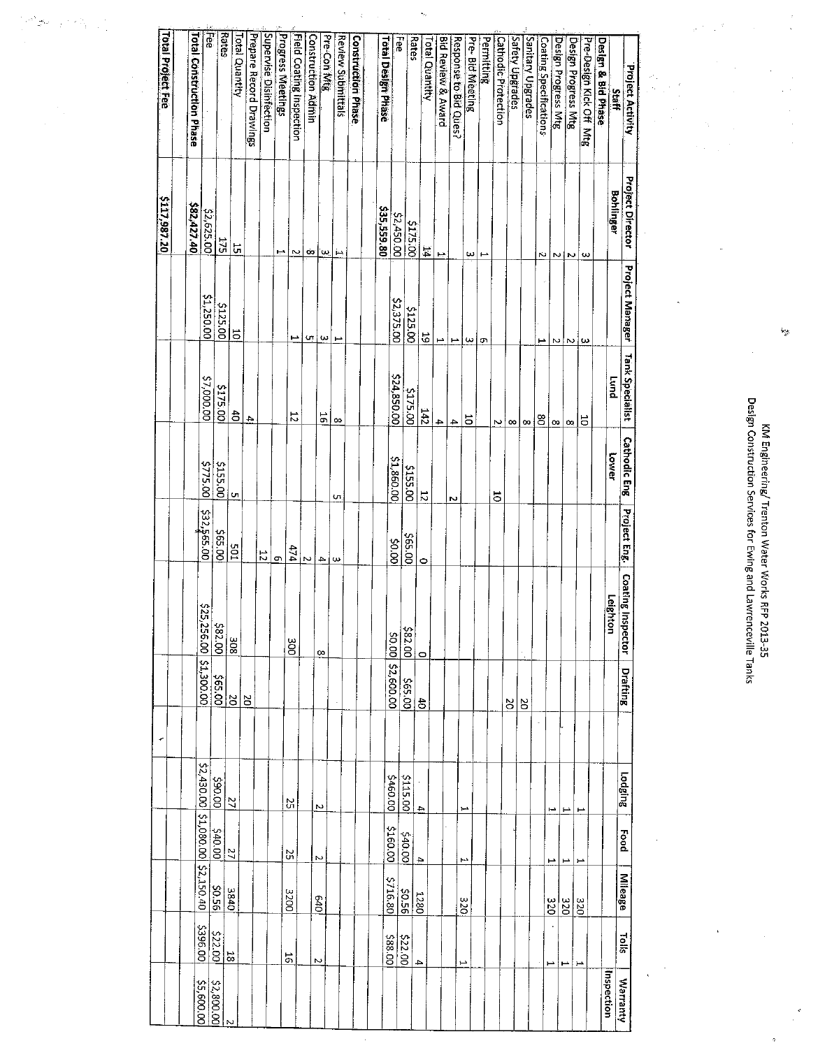KM Engineering/ Trenton Water Works RFP 2013-35

Design Construction Services for Ewing and Lawrenceville Tanks

| Project Activity | Project Director | Project Manager | Tank Specialist | Cathodic Eng | Project Eng. | Coating Inspector | Drafting | | Lodging | Food | Mileage | Tolls | Warranty Inspection |
|---|---|---|---|---|---|---|---|---|---|---|---|---|---|
| Staff | Bohlinger | | Lund | Lower | | Leighton | | | | | | | |
| **Design & Bid Phase** | | | | | | | | | | | | | |
| Pre-Design Kick Off Mtg | 3 | 3 | 10 | | | | | | 1 | 1 | 320 | 1 | |
| Design Progress Mtg | 2 | 2 | 8 | | | | | | 1 | 1 | 320 | 1 | |
| Design Progress Mtg | 2 | 2 | 8 | | | | | | 1 | 1 | 320 | 1 | |
| Coating Specifications | 2 | 1 | 80 | | | | | | | | | | |
| Sanitary Upgrades | | | 8 | | | | 20 | | | | | | |
| Safety Upgrades | | | 8 | | | | | | | | | | |
| Cathodic Protection | | | 2 | 10 | | | 20 | | | | | | |
| Permitting | 1 | 6 | | | | | | | | | | | |
| Pre- Bid Meeting | 3 | 3 | 10 | | | | | | 1 | 1 | 320 | 1 | |
| Response to Bid Ques? | | 1 | 4 | 2 | | | | | | | | | |
| Bid Review & Award | 1 | 1 | 4 | | | | | | | | | | |
| Total Quantity | 14 | 19 | 142 | 12 | 0 | 0 | 40 | | 4 | 4 | 1280 | 4 | |
| Rates | $175.00 | $125.00 | $175.00 | $155.00 | $65.00 | $82.00 | $65.00 | | $115.00 | $40.00 | $0.56 | $22.00 | |
| Fee | $2,450.00 | $2,375.00 | $24,850.00 | $1,860.00 | $0.00 | $0.00 | $2,600.00 | | $460.00 | $160.00 | $716.80 | $88.00 | |
| **Total Design Phase** | $35,559.80 | | | | | | | | | | | | |
| | | | | | | | | | | | | | |
| **Construction Phase** | | | | | | | | | | | | | |
| Review Submittals | 1 | 1 | 8 | 5 | 3 | | | | | | | | |
| Pre-Con Mtg | 3 | 3 | 16 | | 4 | 8 | | | 2 | 2 | 640 | 2 | |
| Construction Admin | 8 | 5 | | | 2 | | | | | | | | |
| Field Coating Inspection | 2 | 1 | 12 | | 474 | 300 | | | 25 | 25 | 3200 | 16 | |
| Progress Meetings | 1 | | | | 6 | | | | | | | | |
| Supervise Disinfection | | | | | 12 | | | | | | | | |
| Prepare Record Drawings | | | 4 | | | | 20 | | | | | | |
| Total Quantity | 15 | 10 | 40 | 5 | 501 | 308 | 20 | | 27 | 27 | 3840 | 18 | 2 |
| Rates | 175 | $125.00 | $175.00 | $155.00 | $65.00 | $82.00 | $65.00 | | $90.00 | $40.00 | $0.56 | $22.00 | $2,800.00 |
| Fee | $2,625.00 | $1,250.00 | $7,000.00 | $775.00 | $32,565.00 | $25,256.00 | $1,300.00 | | $2,430.00 | $1,080.00 | $2,150.40 | $396.00 | $5,600.00 |
| **Total Construction Phase** | $82,427.40 | | | | | | | | | | | | |
| | | | | | | | | | | | | | |
| **Total Project Fee** | $117,987.20 | | | | | | | | | | | | |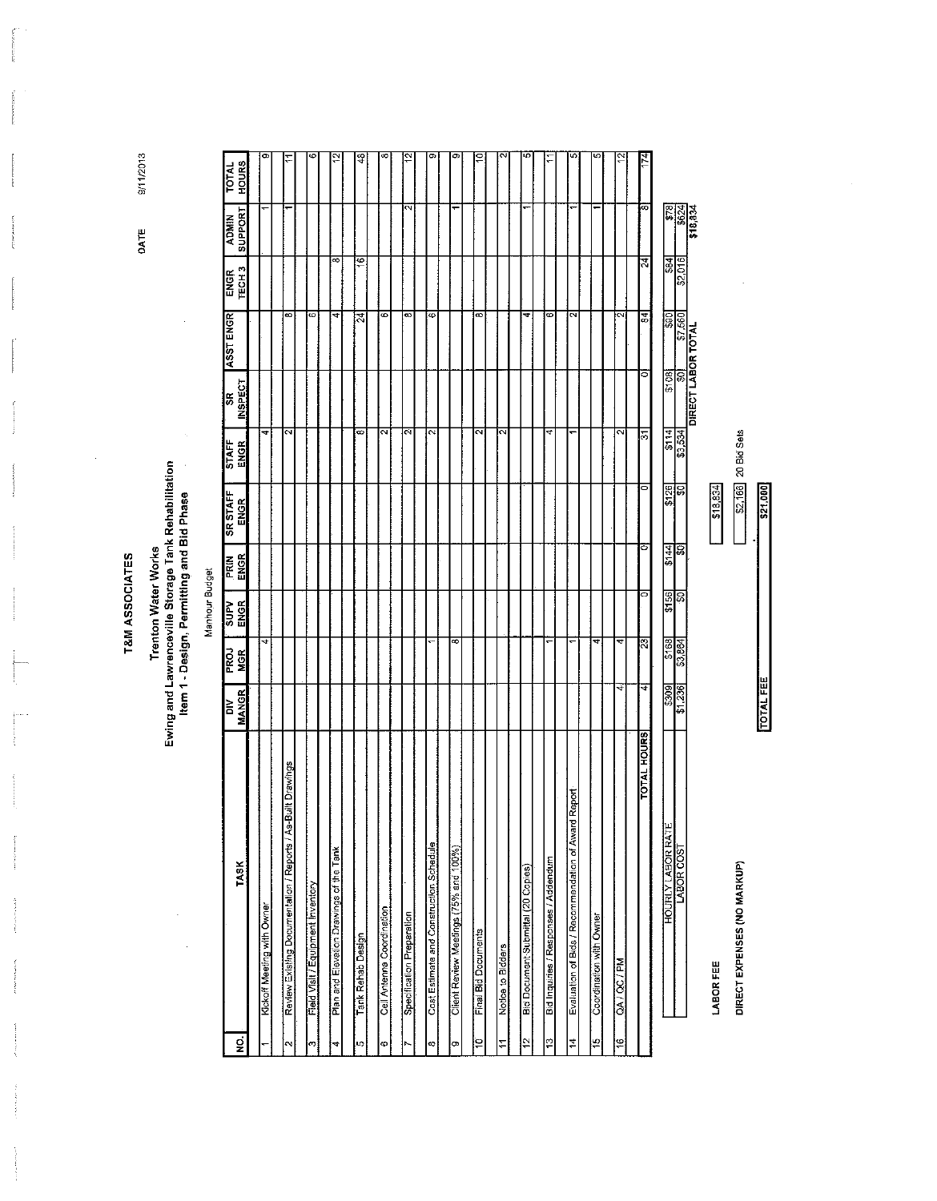# T&M ASSOCIATES

DATE 9/11/2013

## Trenton Water Works
## Ewing and Lawrenceville Storage Tank Rehabilitation
## Item 1 - Design, Permitting and Bid Phase

Manhour Budget

| NO. | TASK | DIV MANGR | PROJ MGR | SUPV ENGR | PRIN ENGR | SR STAFF ENGR | STAFF ENGR | SR INSPECT | ASST ENGR | ENGR TECH 3 | ADMIN SUPPORT | TOTAL HOURS |
|---|---|---|---|---|---|---|---|---|---|---|---|---|
| 1 | Kickoff Meeting with Owner | | 4 | | | | 4 | | | | 1 | 9 |
| 2 | Review Existing Documentation / Reports / As-Built Drawings | | | | | | 2 | | 8 | | 1 | 11 |
| 3 | Field Visit / Equipment Inventory | | | | | | | | 6 | | | 6 |
| 4 | Plan and Elevation Drawings of the Tank | | | | | | | | 4 | 8 | | 12 |
| 5 | Tank Rehab Design | | | | | | 8 | | 24 | 16 | | 48 |
| 6 | Cell Antenna Coordination | | | | | | 2 | | 6 | | | 8 |
| 7 | Specification Preparation | | | | | | 2 | | 8 | | 2 | 12 |
| 8 | Cost Estimate and Construction Schedule | | 1 | | | | 2 | | 6 | | | 9 |
| 9 | Client Review Meetings (75% and 100%) | | 8 | | | | | | | | 1 | 9 |
| 10 | Final Bid Documents | | | | | | 2 | | 8 | | | 10 |
| 11 | Notice to Bidders | | | | | | 2 | | | | | 2 |
| 12 | Bid Document Submittal (20 Copies) | | | | | | | | 4 | | 1 | 5 |
| 13 | Bid Inquiries / Responses / Addendum | | 1 | | | | 4 | | 6 | | | 11 |
| 14 | Evaluation of Bids / Recommendation of Award Report | | 1 | | | | 1 | | 2 | | 1 | 5 |
| 15 | Coordination with Owner | | 4 | | | | | | | | 1 | 5 |
| 16 | QA / QC / PM | 4 | 4 | | | | 2 | | 2 | | | 12 |
| | TOTAL HOURS | 4 | 23 | 0 | 0 | 0 | 31 | 0 | 84 | 24 | 8 | 174 |
| | HOURLY LABOR RATE | $309 | $168 | $156 | $144 | $126 | $114 | $108 | $90 | $84 | $78 | |
| | LABOR COST | $1,236 | $3,864 | $0 | $0 | $0 | $3,534 | $0 | $7,560 | $2,016 | $624 | |

DIRECT LABOR TOTAL $18,834

| | | |
|---|---|---|
| LABOR FEE | $18,834 | |
| DIRECT EXPENSES (NO MARKUP) | $2,166 | 20 Bid Sets |
| TOTAL FEE | $21,000 | |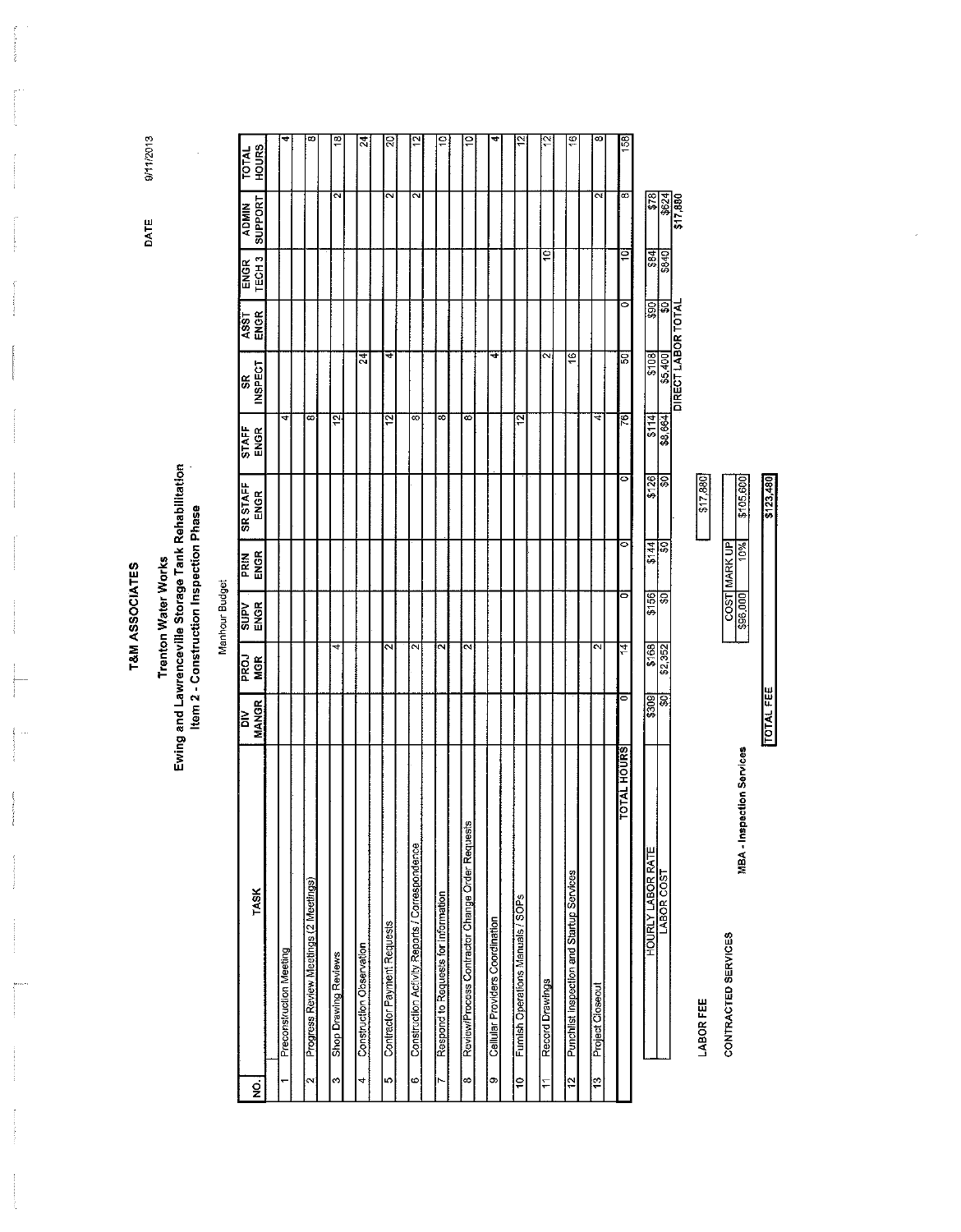# T&M ASSOCIATES

## Trenton Water Works
## Ewing and Lawrenceville Storage Tank Rehabilitation
## Item 2 - Construction Inspection Phase

Manhour Budget

DATE 9/11/2013

| NO. | TASK | DIV MANGR | PROJ MGR | SUPV ENGR | PRIN ENGR | SR STAFF ENGR | STAFF ENGR | SR INSPECT | ASST ENGR | ENGR TECH 3 | ADMIN SUPPORT | TOTAL HOURS |
|---|---|---|---|---|---|---|---|---|---|---|---|---|
| 1 | Preconstruction Meeting | | | | | | 4 | | | | | 4 |
| 2 | Progress Review Meetings (2 Meetings) | | | | | | 8 | | | | | 8 |
| 3 | Shop Drawing Reviews | | 4 | | | | 12 | | | | 2 | 18 |
| 4 | Construction Observation | | | | | | | 24 | | | | 24 |
| 5 | Contractor Payment Requests | | 2 | | | | 12 | 4 | | | 2 | 20 |
| 6 | Construction Activity Reports / Correspondence | | 2 | | | | 8 | | | | 2 | 12 |
| 7 | Respond to Requests for Information | | 2 | | | | 8 | | | | | 10 |
| 8 | Review/Process Contractor Change Order Requests | | 2 | | | | 8 | | | | | 10 |
| 9 | Cellular Providers Coordination | | | | | | | 4 | | | | 4 |
| 10 | Furnish Operations Manuals / SOPs | | | | | | 12 | | | | | 12 |
| 11 | Record Drawings | | | | | | | 2 | | 10 | | 12 |
| 12 | Punchlist Inspection and Startup Services | | | | | | | 16 | | | | 16 |
| 13 | Project Closeout | | 2 | | | | 4 | | | | 2 | 8 |
| | TOTAL HOURS | 0 | 14 | 0 | 0 | 0 | 76 | 50 | 0 | 10 | 8 | 158 |

| | DIV MANGR | PROJ MGR | SUPV ENGR | PRIN ENGR | SR STAFF ENGR | STAFF ENGR | SR INSPECT | ASST ENGR | ENGR TECH 3 | ADMIN SUPPORT |
|---|---|---|---|---|---|---|---|---|---|---|
| HOURLY LABOR RATE | $309 | $168 | $156 | $144 | $126 | $114 | $108 | $90 | $84 | $78 |
| LABOR COST | $0 | $2,352 | $0 | $0 | $0 | $8,664 | $5,400 | $0 | $840 | $624 |
| | | | | | | | DIRECT LABOR TOTAL | | | $17,880 |

LABOR FEE $17,880

CONTRACTED SERVICES

| | COST | MARK UP | |
|---|---|---|---|
| MBA - Inspection Services | $96,000 | 10% | $105,600 |

TOTAL FEE $123,480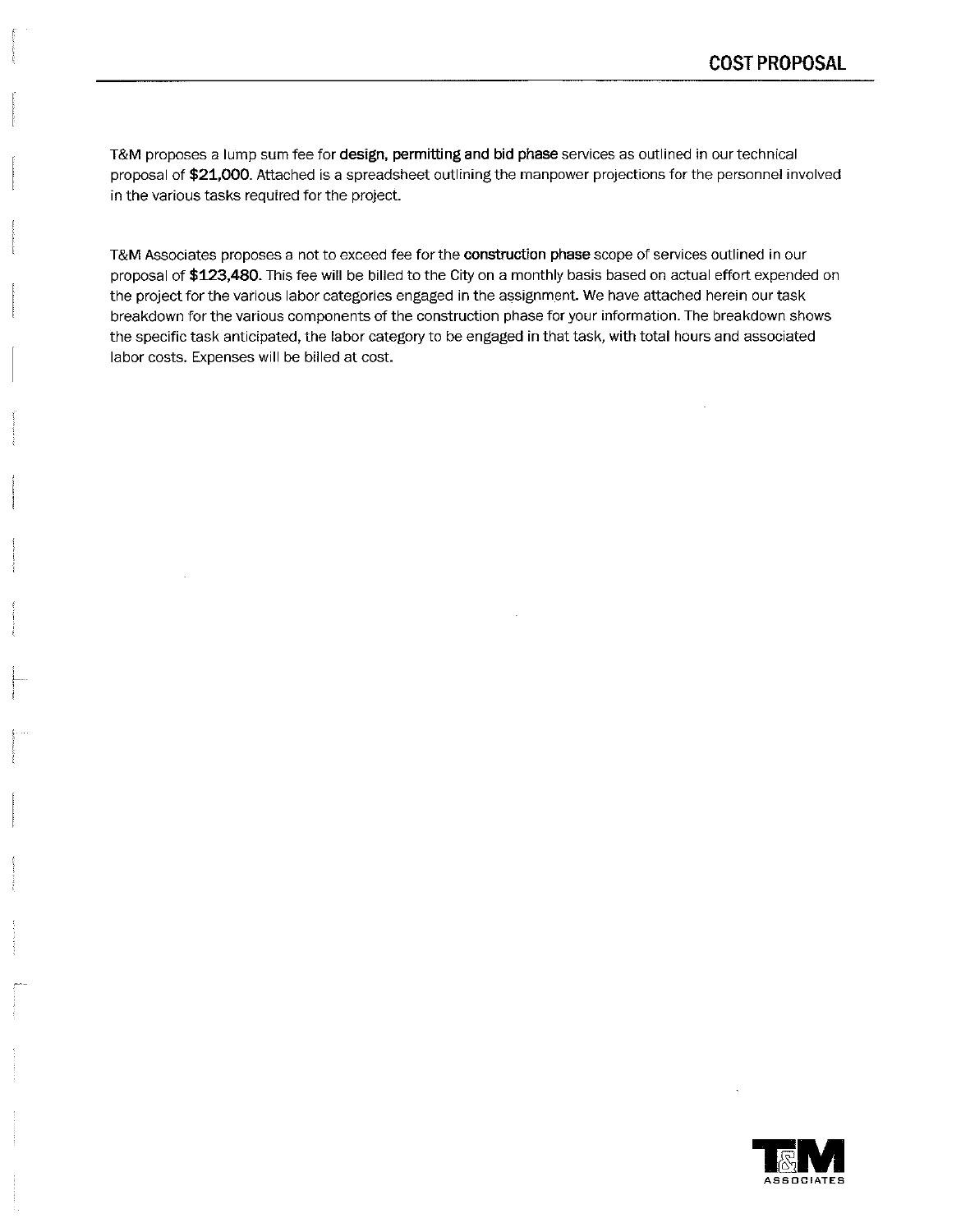# COST PROPOSAL

T&M proposes a lump sum fee for **design, permitting and bid phase** services as outlined in our technical proposal of **$21,000**. Attached is a spreadsheet outlining the manpower projections for the personnel involved in the various tasks required for the project.

T&M Associates proposes a not to exceed fee for the **construction phase** scope of services outlined in our proposal of **$123,480**. This fee will be billed to the City on a monthly basis based on actual effort expended on the project for the various labor categories engaged in the assignment. We have attached herein our task breakdown for the various components of the construction phase for your information. The breakdown shows the specific task anticipated, the labor category to be engaged in that task, with total hours and associated labor costs. Expenses will be billed at cost.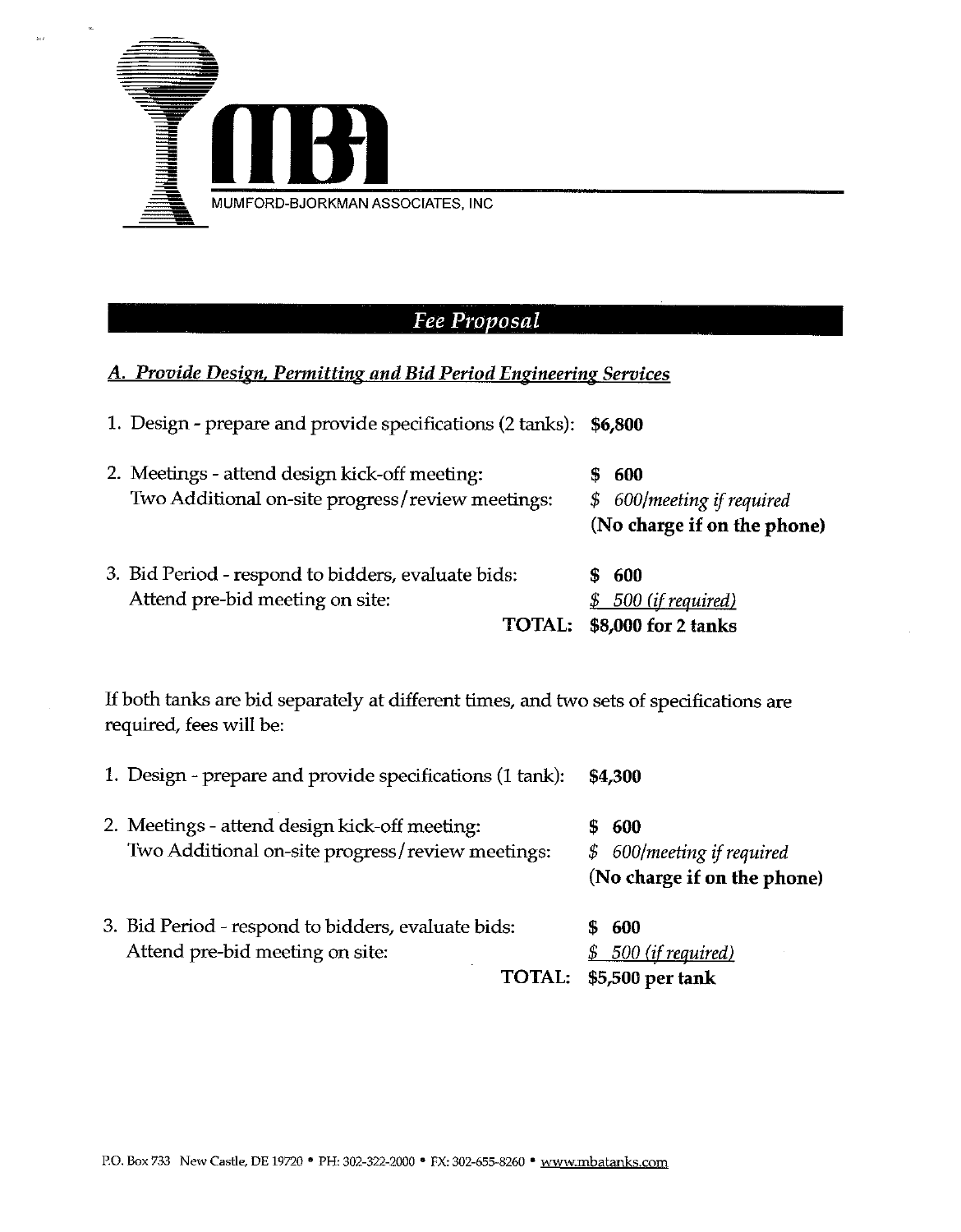MUMFORD-BJORKMAN ASSOCIATES, INC

## *Fee Proposal*

### *A. Provide Design, Permitting and Bid Period Engineering Services*

| | |
|---|---|
| 1. Design - prepare and provide specifications (2 tanks): | **$6,800** |
| 2. Meetings - attend design kick-off meeting: | **$ 600** |
| Two Additional on-site progress/review meetings: | *$ 600/meeting if required* |
| | **(No charge if on the phone)** |
| 3. Bid Period - respond to bidders, evaluate bids: | **$ 600** |
| Attend pre-bid meeting on site: | *$ 500 (if required)* |
| **TOTAL:** | **$8,000 for 2 tanks** |

If both tanks are bid separately at different times, and two sets of specifications are required, fees will be:

| | |
|---|---|
| 1. Design - prepare and provide specifications (1 tank): | **$4,300** |
| 2. Meetings - attend design kick-off meeting: | **$ 600** |
| Two Additional on-site progress/review meetings: | *$ 600/meeting if required* |
| | **(No charge if on the phone)** |
| 3. Bid Period - respond to bidders, evaluate bids: | **$ 600** |
| Attend pre-bid meeting on site: | *$ 500 (if required)* |
| **TOTAL:** | **$5,500 per tank** |

P.O. Box 733 New Castle, DE 19720 • PH: 302-322-2000 • FX: 302-655-8260 • www.mbatanks.com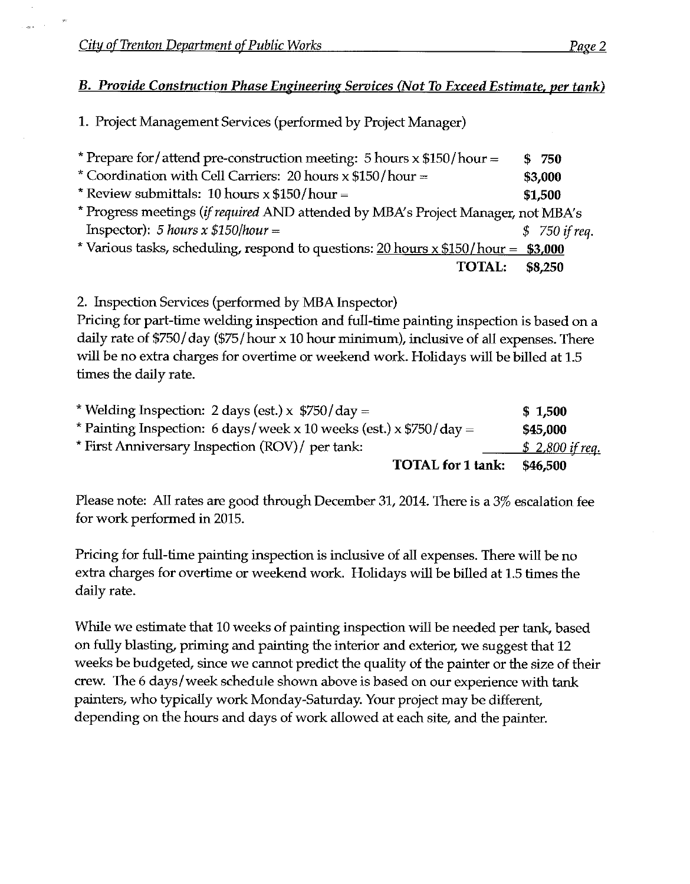## *B. Provide Construction Phase Engineering Services (Not To Exceed Estimate, per tank)*

1. Project Management Services (performed by Project Manager)

| | |
|---|---|
| * Prepare for/attend pre-construction meeting: 5 hours x $150/hour = | **$ 750** |
| * Coordination with Cell Carriers: 20 hours x $150/hour = | **$3,000** |
| * Review submittals: 10 hours x $150/hour = | **$1,500** |
| * Progress meetings (*if required* AND attended by MBA's Project Manager, not MBA's Inspector): *5 hours x $150/hour =* | *$ 750 if req.* |
| * Various tasks, scheduling, respond to questions: 20 hours x $150/hour = | **$3,000** |
| **TOTAL:** | **$8,250** |

2. Inspection Services (performed by MBA Inspector)

Pricing for part-time welding inspection and full-time painting inspection is based on a daily rate of $750/day ($75/hour x 10 hour minimum), inclusive of all expenses. There will be no extra charges for overtime or weekend work. Holidays will be billed at 1.5 times the daily rate.

| | |
|---|---|
| * Welding Inspection: 2 days (est.) x $750/day = | **$ 1,500** |
| * Painting Inspection: 6 days/week x 10 weeks (est.) x $750/day = | **$45,000** |
| * First Anniversary Inspection (ROV)/ per tank: | *$ 2,800 if req.* |
| **TOTAL for 1 tank:** | **$46,500** |

Please note: All rates are good through December 31, 2014. There is a 3% escalation fee for work performed in 2015.

Pricing for full-time painting inspection is inclusive of all expenses. There will be no extra charges for overtime or weekend work. Holidays will be billed at 1.5 times the daily rate.

While we estimate that 10 weeks of painting inspection will be needed per tank, based on fully blasting, priming and painting the interior and exterior, we suggest that 12 weeks be budgeted, since we cannot predict the quality of the painter or the size of their crew. The 6 days/week schedule shown above is based on our experience with tank painters, who typically work Monday-Saturday. Your project may be different, depending on the hours and days of work allowed at each site, and the painter.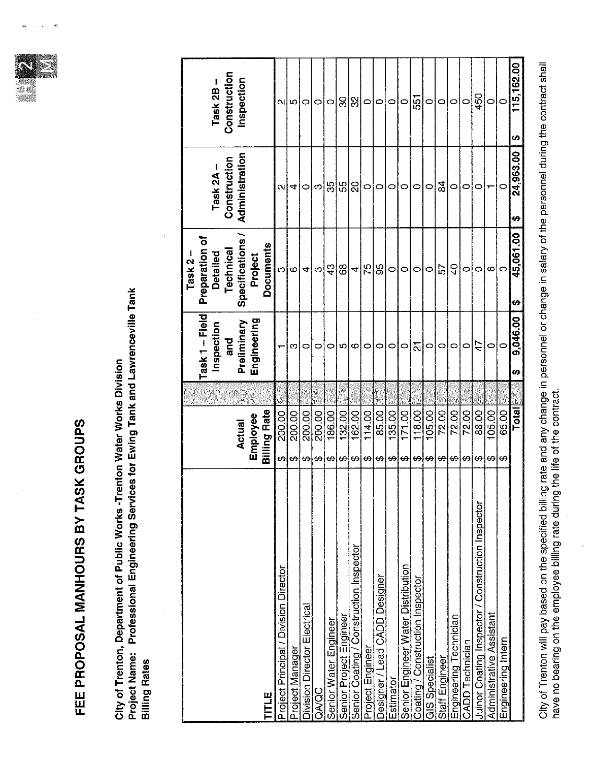# FEE PROPOSAL MANHOURS BY TASK GROUPS

**City of Trenton, Department of Public Works -Trenton Water Works Division**
**Project Name: Professional Engineering Services for Ewing Tank and Lawrenceville Tank**
**Billing Rates**

| TITLE | Actual Employee Billing Rate | Task 1 – Field Inspection and Preliminary Engineering | Task 2 – Preparation of Detailed Technical Specifications / Project Documents | Task 2A – Construction Administration | Task 2B – Construction Inspection |
|---|---|---|---|---|---|
| Project Principal / Division Director | $ 200.00 | 1 | 3 | 2 | 2 |
| Project Manager | $ 200.00 | 3 | 6 | 4 | 5 |
| Division Director Electrical | $ 200.00 | 0 | 4 | 0 | 0 |
| QA/QC | $ 200.00 | 0 | 3 | 3 | 0 |
| Senior Water Engineer | $ 186.00 | 0 | 43 | 35 | 0 |
| Senior Project Engineer | $ 132.00 | 5 | 68 | 55 | 30 |
| Senior Coating / Construction Inspector | $ 162.00 | 6 | 4 | 20 | 32 |
| Project Engineer | $ 114.00 | 0 | 75 | 0 | 0 |
| Designer / Lead CADD Designer | $ 85.00 | 0 | 95 | 0 | 0 |
| Estimator | $ 135.00 | 0 | 0 | 0 | 0 |
| Senior Engineer Water Distribution | $ 171.00 | 0 | 0 | 0 | 0 |
| Coating / Construction Inspector | $ 118.00 | 21 | 0 | 0 | 551 |
| GIS Specialist | $ 105.00 | 0 | 0 | 0 | 0 |
| Staff Engineer | $ 72.00 | 0 | 57 | 84 | 0 |
| Engineering Technician | $ 72.00 | 0 | 40 | 0 | 0 |
| CADD Technician | $ 72.00 | 0 | 0 | 0 | 0 |
| Juinor Coating Inspector / Construction Inspector | $ 88.00 | 47 | 0 | 0 | 450 |
| Administrative Assistant | $ 105.00 | 0 | 6 | 1 | 0 |
| Engineering Intern | $ 65.00 | 0 | 0 | 0 | 0 |
| | **Total** | $ 9,046.00 | $ 45,061.00 | $ 24,963.00 | $ 115,162.00 |

City of Trenton will pay based on the specified billing rate and any change in personnel or change in salary of the personnel during the contract shall have no bearing on the employee billing rate during the life of the contract.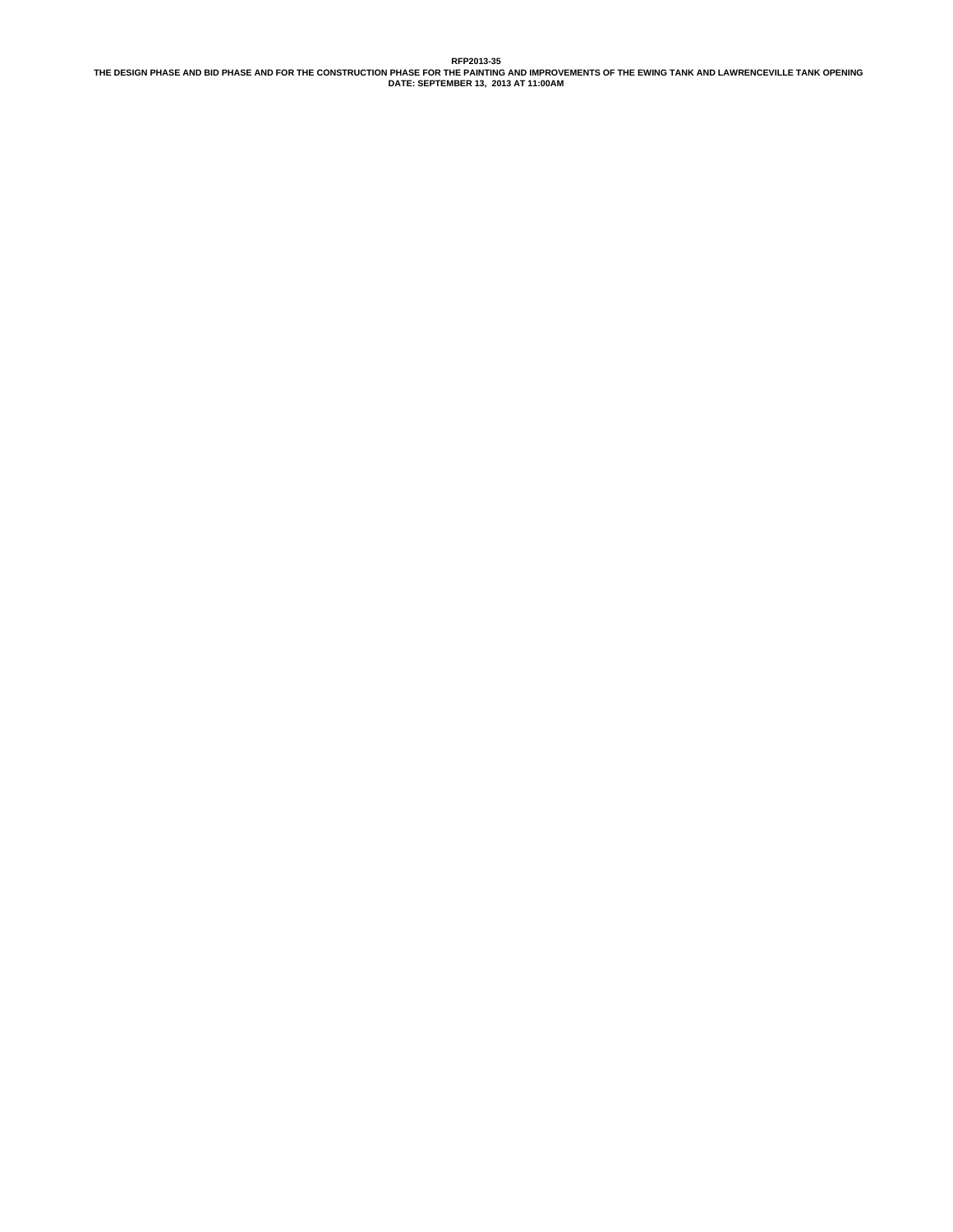**RFP2013-35**

**THE DESIGN PHASE AND BID PHASE AND FOR THE CONSTRUCTION PHASE FOR THE PAINTING AND IMPROVEMENTS OF THE EWING TANK AND LAWRENCEVILLE TANK OPENING**

**DATE: SEPTEMBER 13, 2013 AT 11:00AM**